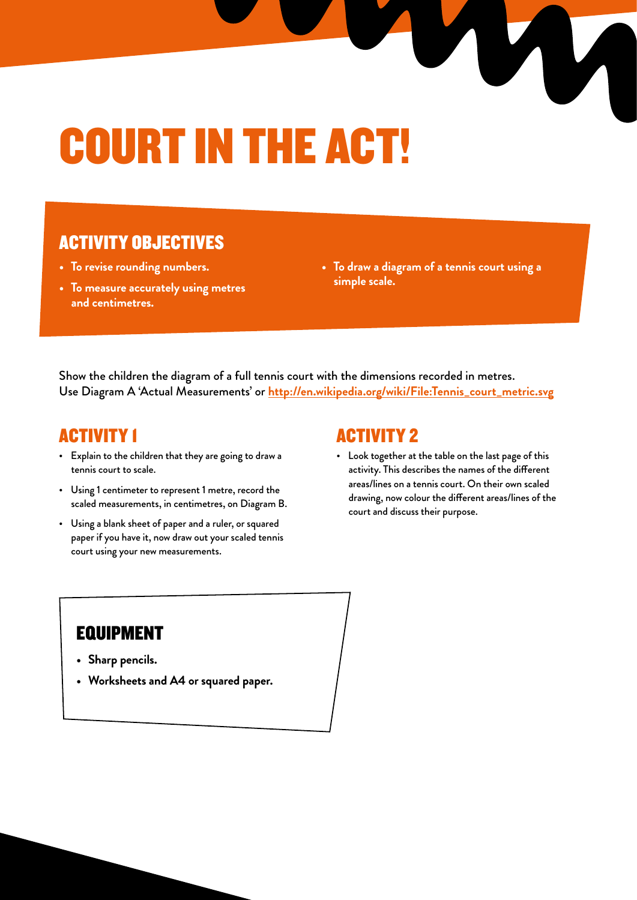# COURT IN THE ACT!

## ACTIVITY OBJECTIVES

- **To revise rounding numbers.**
- **To measure accurately using metres and centimetres.**
- **To draw a diagram of a tennis court using a simple scale.**

Show the children the diagram of a full tennis court with the dimensions recorded in metres.
Use Diagram A 'Actual Measurements' or [http://en.wikipedia.org/wiki/File:Tennis_court_metric.svg](http://en.wikipedia.org/wiki/File:Tennis_court_metric.svg)

## ACTIVITY 1

- Explain to the children that they are going to draw a tennis court to scale.
- Using 1 centimeter to represent 1 metre, record the scaled measurements, in centimetres, on Diagram B.
- Using a blank sheet of paper and a ruler, or squared paper if you have it, now draw out your scaled tennis court using your new measurements.

## ACTIVITY 2

- Look together at the table on the last page of this activity. This describes the names of the different areas/lines on a tennis court. On their own scaled drawing, now colour the different areas/lines of the court and discuss their purpose.

## EQUIPMENT

- **Sharp pencils.**
- **Worksheets and A4 or squared paper.**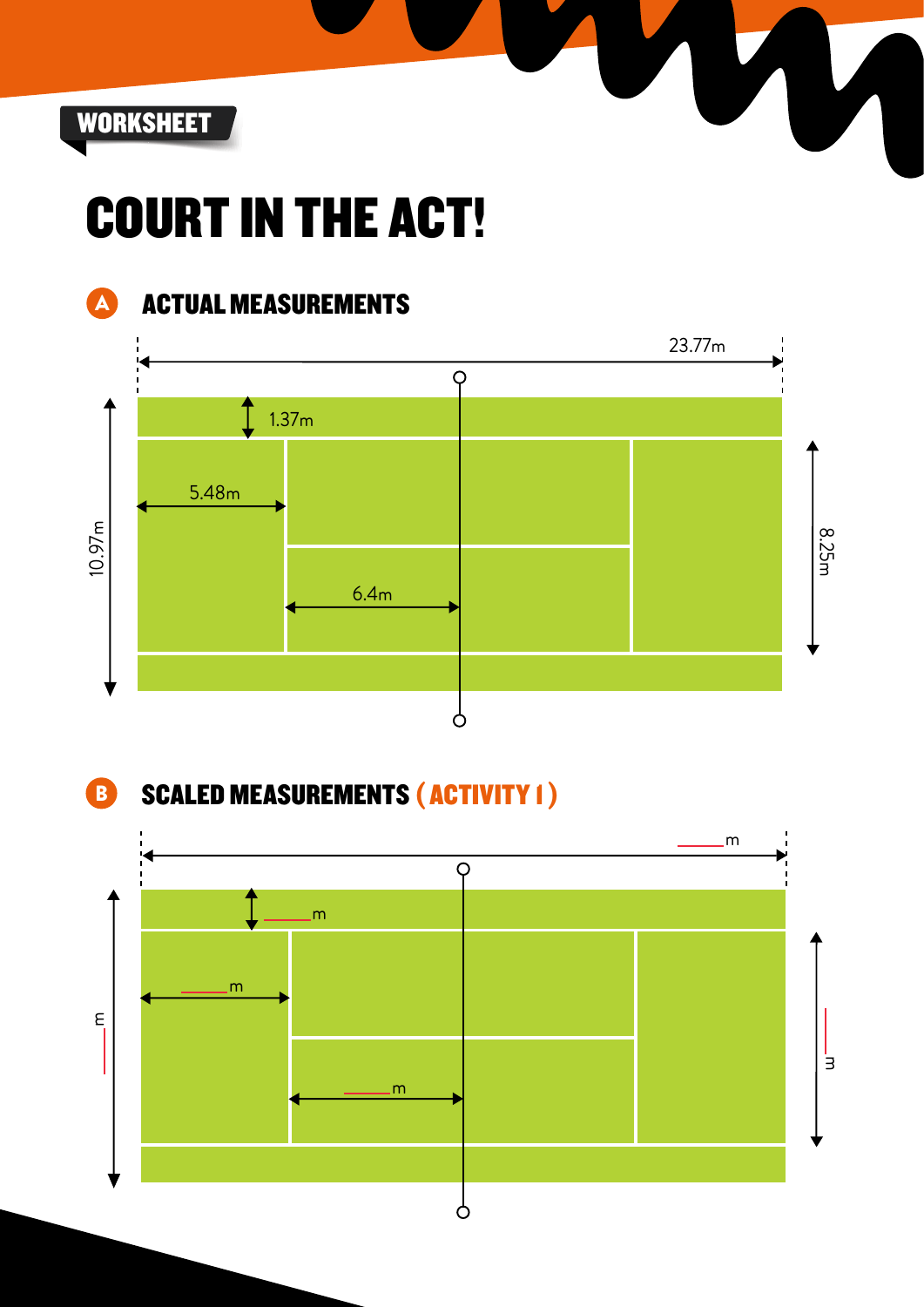WORKSHEET

# COURT IN THE ACT!

## A ACTUAL MEASUREMENTS

23.77m

1.37m

5.48m

6.4m

10.97m

8.25m

## B SCALED MEASUREMENTS (ACTIVITY 1)

_____m

_____m

_____m

_____m

_____m

_____m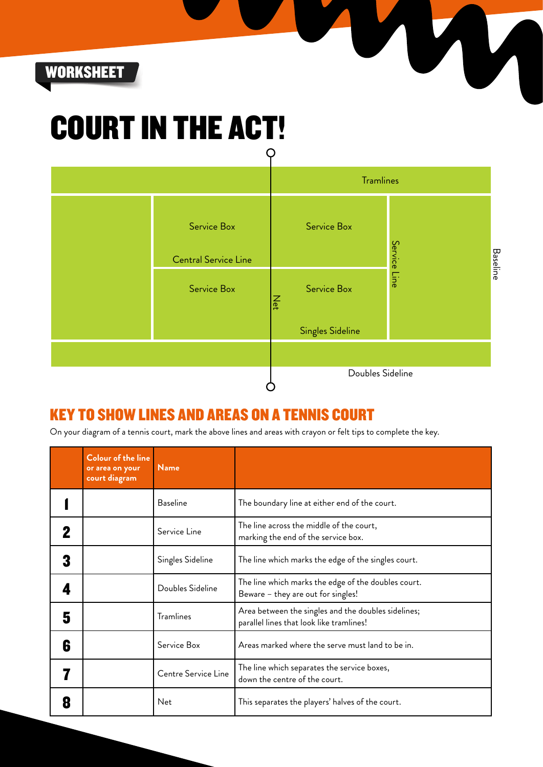WORKSHEET

# COURT IN THE ACT!

Tramlines

Service Box

Service Box

Central Service Line

Service Box

Service Box

Service Line

Baseline

Net

Singles Sideline

Doubles Sideline

## KEY TO SHOW LINES AND AREAS ON A TENNIS COURT

On your diagram of a tennis court, mark the above lines and areas with crayon or felt tips to complete the key.

| | Colour of the line or area on your court diagram | Name | |
|---|---|---|---|
| 1 | | Baseline | The boundary line at either end of the court. |
| 2 | | Service Line | The line across the middle of the court, marking the end of the service box. |
| 3 | | Singles Sideline | The line which marks the edge of the singles court. |
| 4 | | Doubles Sideline | The line which marks the edge of the doubles court. Beware – they are out for singles! |
| 5 | | Tramlines | Area between the singles and the doubles sidelines; parallel lines that look like tramlines! |
| 6 | | Service Box | Areas marked where the serve must land to be in. |
| 7 | | Centre Service Line | The line which separates the service boxes, down the centre of the court. |
| 8 | | Net | This separates the players' halves of the court. |